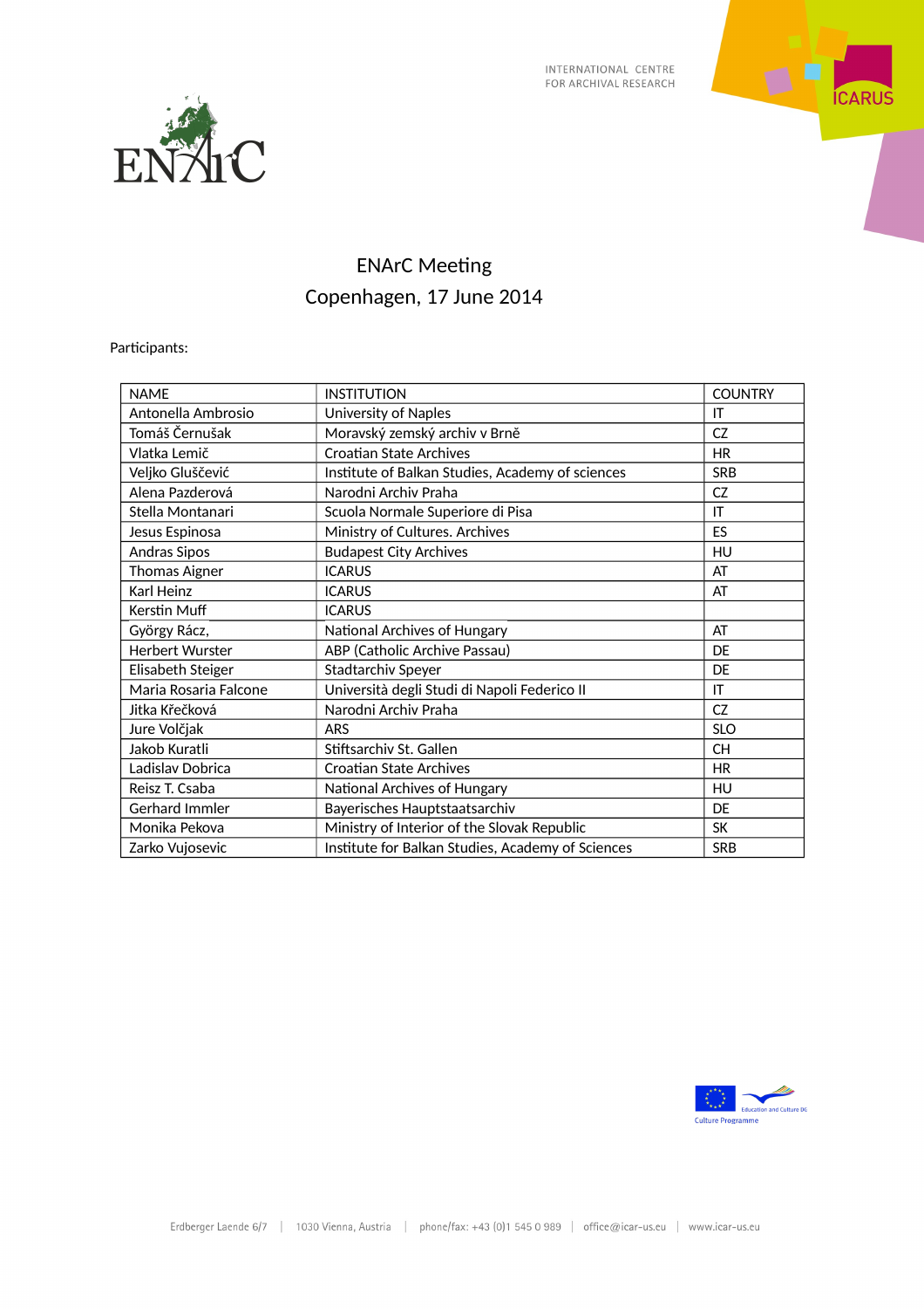INTERNATIONAL CENTRE
FOR ARCHIVAL RESEARCH

# ENArC Meeting

## Copenhagen, 17 June 2014

Participants:

| NAME | INSTITUTION | COUNTRY |
|---|---|---|
| Antonella Ambrosio | University of Naples | IT |
| Tomáš Černušak | Moravský zemský archiv v Brně | CZ |
| Vlatka Lemič | Croatian State Archives | HR |
| Veljko Gluščević | Institute of Balkan Studies, Academy of sciences | SRB |
| Alena Pazderová | Narodni Archiv Praha | CZ |
| Stella Montanari | Scuola Normale Superiore di Pisa | IT |
| Jesus Espinosa | Ministry of Cultures. Archives | ES |
| Andras Sipos | Budapest City Archives | HU |
| Thomas Aigner | ICARUS | AT |
| Karl Heinz | ICARUS | AT |
| Kerstin Muff | ICARUS | |
| György Rácz, | National Archives of Hungary | AT |
| Herbert Wurster | ABP (Catholic Archive Passau) | DE |
| Elisabeth Steiger | Stadtarchiv Speyer | DE |
| Maria Rosaria Falcone | Università degli Studi di Napoli Federico II | IT |
| Jitka Křečková | Narodni Archiv Praha | CZ |
| Jure Volčjak | ARS | SLO |
| Jakob Kuratli | Stiftsarchiv St. Gallen | CH |
| Ladislav Dobrica | Croatian State Archives | HR |
| Reisz T. Csaba | National Archives of Hungary | HU |
| Gerhard Immler | Bayerisches Hauptstaatsarchiv | DE |
| Monika Pekova | Ministry of Interior of the Slovak Republic | SK |
| Zarko Vujosevic | Institute for Balkan Studies, Academy of Sciences | SRB |

Culture Programme

Erdberger Laende 6/7 | 1030 Vienna, Austria | phone/fax: +43 (0)1 545 0 989 | office@icar-us.eu | www.icar-us.eu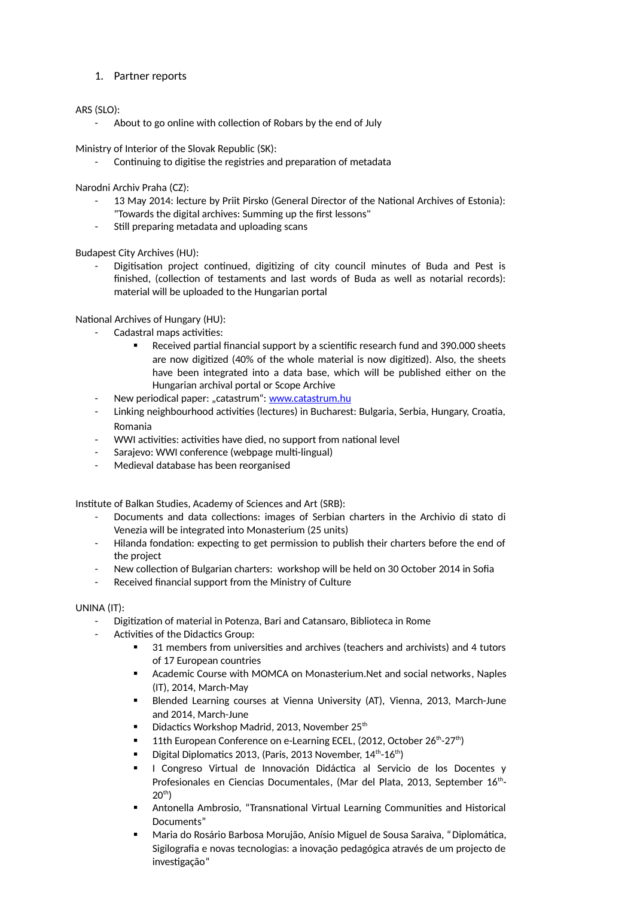1. Partner reports

ARS (SLO):

- About to go online with collection of Robars by the end of July

Ministry of Interior of the Slovak Republic (SK):

- Continuing to digitise the registries and preparation of metadata

Narodni Archiv Praha (CZ):

- 13 May 2014: lecture by Priit Pirsko (General Director of the National Archives of Estonia): "Towards the digital archives: Summing up the first lessons"
- Still preparing metadata and uploading scans

Budapest City Archives (HU):

- Digitisation project continued, digitizing of city council minutes of Buda and Pest is finished, (collection of testaments and last words of Buda as well as notarial records): material will be uploaded to the Hungarian portal

National Archives of Hungary (HU):

- Cadastral maps activities:
  - Received partial financial support by a scientific research fund and 390.000 sheets are now digitized (40% of the whole material is now digitized). Also, the sheets have been integrated into a data base, which will be published either on the Hungarian archival portal or Scope Archive
- New periodical paper: „catastrum“: www.catastrum.hu
- Linking neighbourhood activities (lectures) in Bucharest: Bulgaria, Serbia, Hungary, Croatia, Romania
- WWI activities: activities have died, no support from national level
- Sarajevo: WWI conference (webpage multi-lingual)
- Medieval database has been reorganised

Institute of Balkan Studies, Academy of Sciences and Art (SRB):

- Documents and data collections: images of Serbian charters in the Archivio di stato di Venezia will be integrated into Monasterium (25 units)
- Hilanda fondation: expecting to get permission to publish their charters before the end of the project
- New collection of Bulgarian charters: workshop will be held on 30 October 2014 in Sofia
- Received financial support from the Ministry of Culture

UNINA (IT):

- Digitization of material in Potenza, Bari and Catansaro, Biblioteca in Rome
- Activities of the Didactics Group:
  - 31 members from universities and archives (teachers and archivists) and 4 tutors of 17 European countries
  - Academic Course with MOMCA on Monasterium.Net and social networks, Naples (IT), 2014, March-May
  - Blended Learning courses at Vienna University (AT), Vienna, 2013, March-June and 2014, March-June
  - Didactics Workshop Madrid, 2013, November 25th
  - 11th European Conference on e-Learning ECEL, (2012, October 26th-27th)
  - Digital Diplomatics 2013, (Paris, 2013 November, 14th-16th)
  - I Congreso Virtual de Innovación Didáctica al Servicio de los Docentes y Profesionales en Ciencias Documentales, (Mar del Plata, 2013, September 16th-20th)
  - Antonella Ambrosio, "Transnational Virtual Learning Communities and Historical Documents"
  - Maria do Rosário Barbosa Morujão, Anísio Miguel de Sousa Saraiva, "Diplomática, Sigilografia e novas tecnologias: a inovação pedagógica através de um projecto de investigação"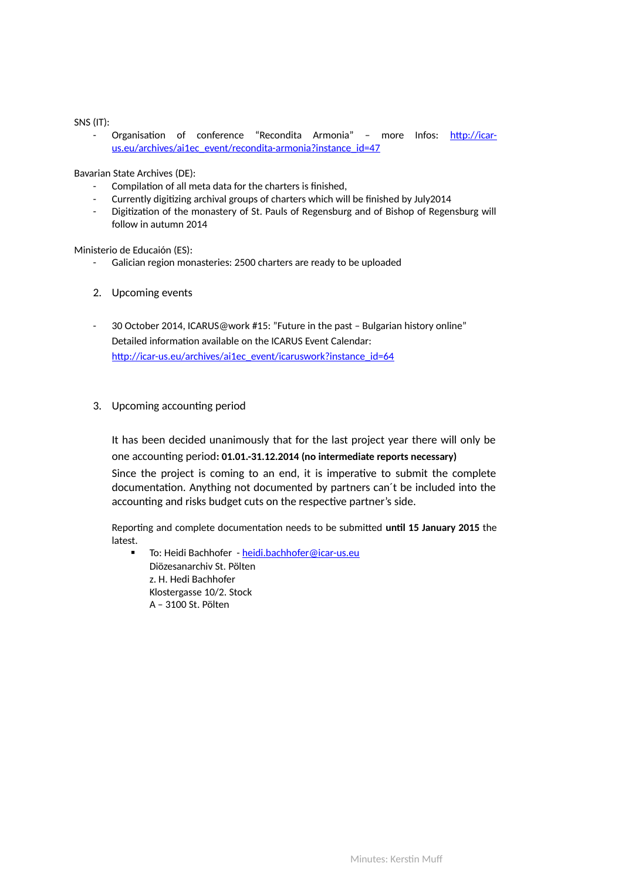SNS (IT):

- Organisation of conference "Recondita Armonia" – more Infos: http://icar-us.eu/archives/ai1ec_event/recondita-armonia?instance_id=47

Bavarian State Archives (DE):

- Compilation of all meta data for the charters is finished,
- Currently digitizing archival groups of charters which will be finished by July2014
- Digitization of the monastery of St. Pauls of Regensburg and of Bishop of Regensburg will follow in autumn 2014

Ministerio de Educaión (ES):

- Galician region monasteries: 2500 charters are ready to be uploaded

2. Upcoming events

- 30 October 2014, ICARUS@work #15: "Future in the past – Bulgarian history online"
  Detailed information available on the ICARUS Event Calendar:
  http://icar-us.eu/archives/ai1ec_event/icaruswork?instance_id=64

3. Upcoming accounting period

It has been decided unanimously that for the last project year there will only be one accounting period: **01.01.-31.12.2014 (no intermediate reports necessary)**

Since the project is coming to an end, it is imperative to submit the complete documentation. Anything not documented by partners can´t be included into the accounting and risks budget cuts on the respective partner's side.

Reporting and complete documentation needs to be submitted **until 15 January 2015** the latest.

- To: Heidi Bachhofer - heidi.bachhofer@icar-us.eu
  Diözesanarchiv St. Pölten
  z. H. Hedi Bachhofer
  Klostergasse 10/2. Stock
  A – 3100 St. Pölten

Minutes: Kerstin Muff